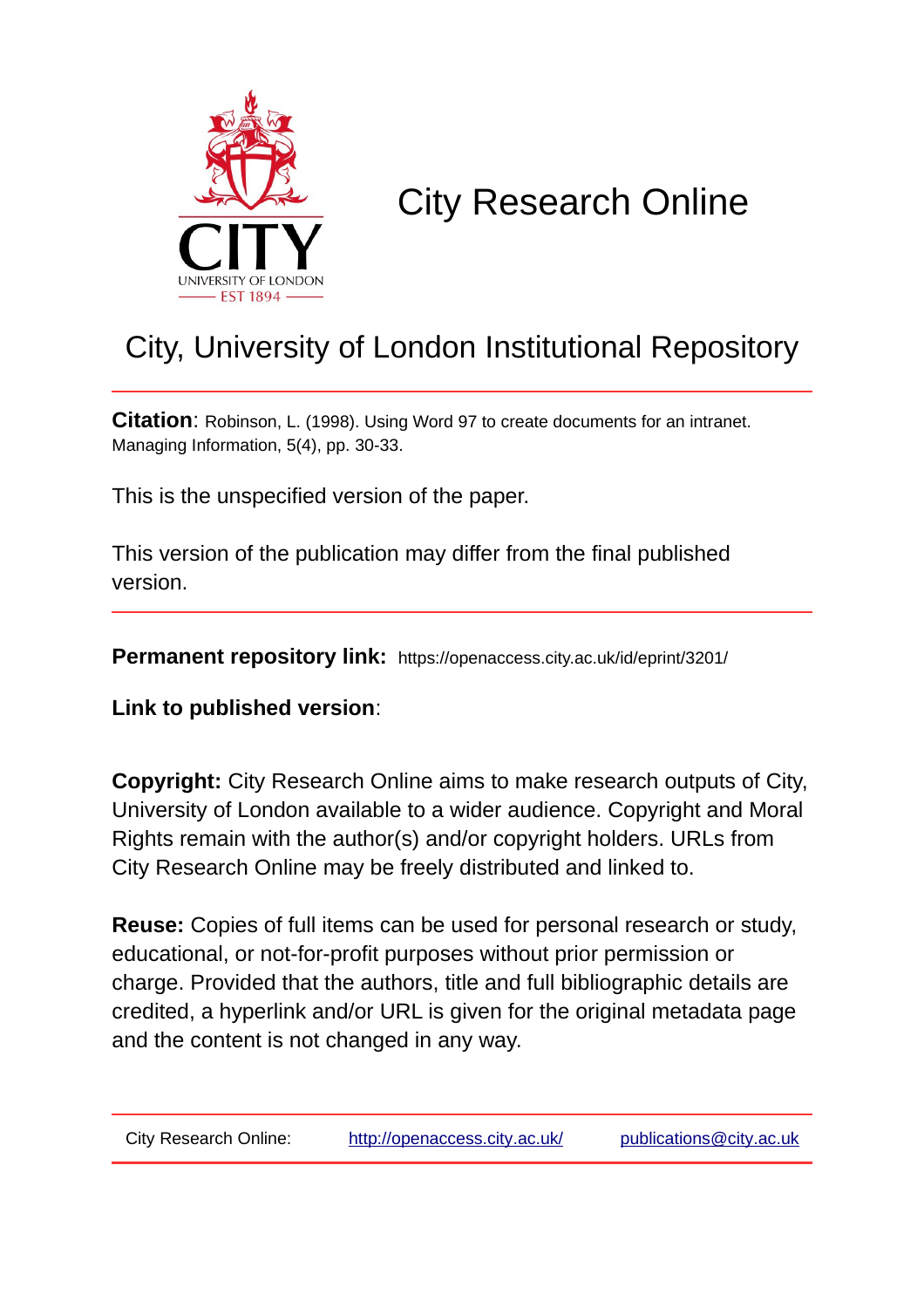# City Research Online

## City, University of London Institutional Repository

**Citation**: Robinson, L. (1998). Using Word 97 to create documents for an intranet. Managing Information, 5(4), pp. 30-33.

This is the unspecified version of the paper.

This version of the publication may differ from the final published version.

**Permanent repository link:** https://openaccess.city.ac.uk/id/eprint/3201/

**Link to published version**:

**Copyright:** City Research Online aims to make research outputs of City, University of London available to a wider audience. Copyright and Moral Rights remain with the author(s) and/or copyright holders. URLs from City Research Online may be freely distributed and linked to.

**Reuse:** Copies of full items can be used for personal research or study, educational, or not-for-profit purposes without prior permission or charge. Provided that the authors, title and full bibliographic details are credited, a hyperlink and/or URL is given for the original metadata page and the content is not changed in any way.

City Research Online: http://openaccess.city.ac.uk/ publications@city.ac.uk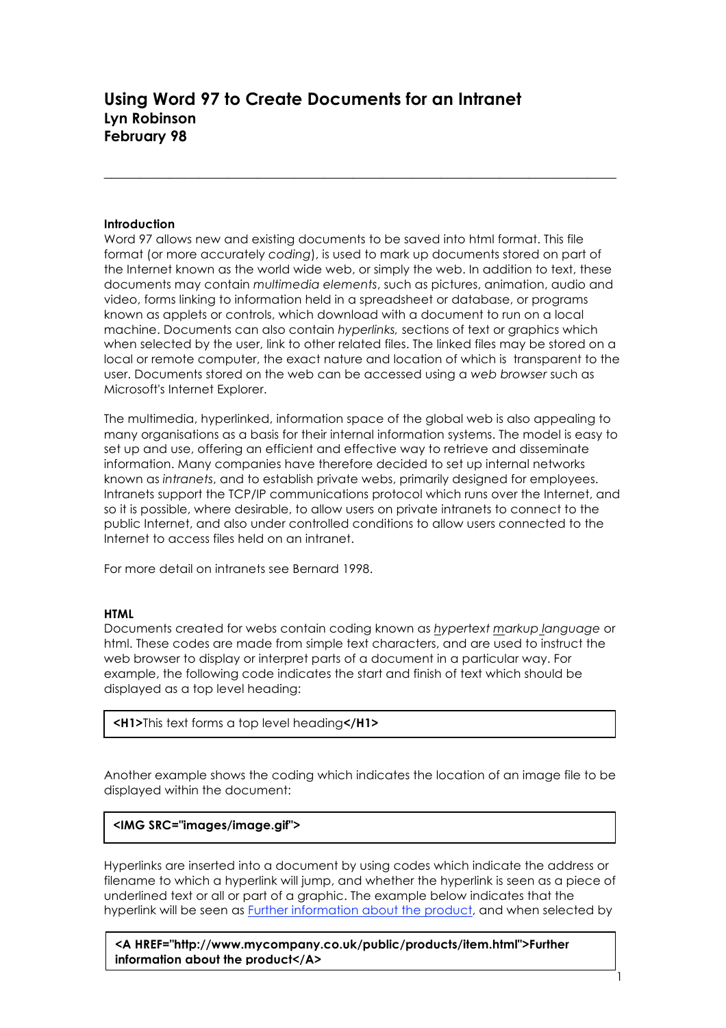# Using Word 97 to Create Documents for an Intranet

**Lyn Robinson**
**February 98**

---

### Introduction

Word 97 allows new and existing documents to be saved into html format. This file format (or more accurately *coding*), is used to mark up documents stored on part of the Internet known as the world wide web, or simply the web. In addition to text, these documents may contain *multimedia elements*, such as pictures, animation, audio and video, forms linking to information held in a spreadsheet or database, or programs known as applets or controls, which download with a document to run on a local machine. Documents can also contain *hyperlinks,* sections of text or graphics which when selected by the user, link to other related files. The linked files may be stored on a local or remote computer, the exact nature and location of which is transparent to the user. Documents stored on the web can be accessed using a *web browser* such as Microsoft's Internet Explorer.

The multimedia, hyperlinked, information space of the global web is also appealing to many organisations as a basis for their internal information systems. The model is easy to set up and use, offering an efficient and effective way to retrieve and disseminate information. Many companies have therefore decided to set up internal networks known as *intranets*, and to establish private webs, primarily designed for employees. Intranets support the TCP/IP communications protocol which runs over the Internet, and so it is possible, where desirable, to allow users on private intranets to connect to the public Internet, and also under controlled conditions to allow users connected to the Internet to access files held on an intranet.

For more detail on intranets see Bernard 1998.

### HTML

Documents created for webs contain coding known as *hypertext markup language* or html. These codes are made from simple text characters, and are used to instruct the web browser to display or interpret parts of a document in a particular way. For example, the following code indicates the start and finish of text which should be displayed as a top level heading:

```
<H1>This text forms a top level heading</H1>
```

Another example shows the coding which indicates the location of an image file to be displayed within the document:

```
<IMG SRC="images/image.gif">
```

Hyperlinks are inserted into a document by using codes which indicate the address or filename to which a hyperlink will jump, and whether the hyperlink is seen as a piece of underlined text or all or part of a graphic. The example below indicates that the hyperlink will be seen as Further information about the product, and when selected by

```
<A HREF="http://www.mycompany.co.uk/public/products/item.html">Further information about the product</A>
```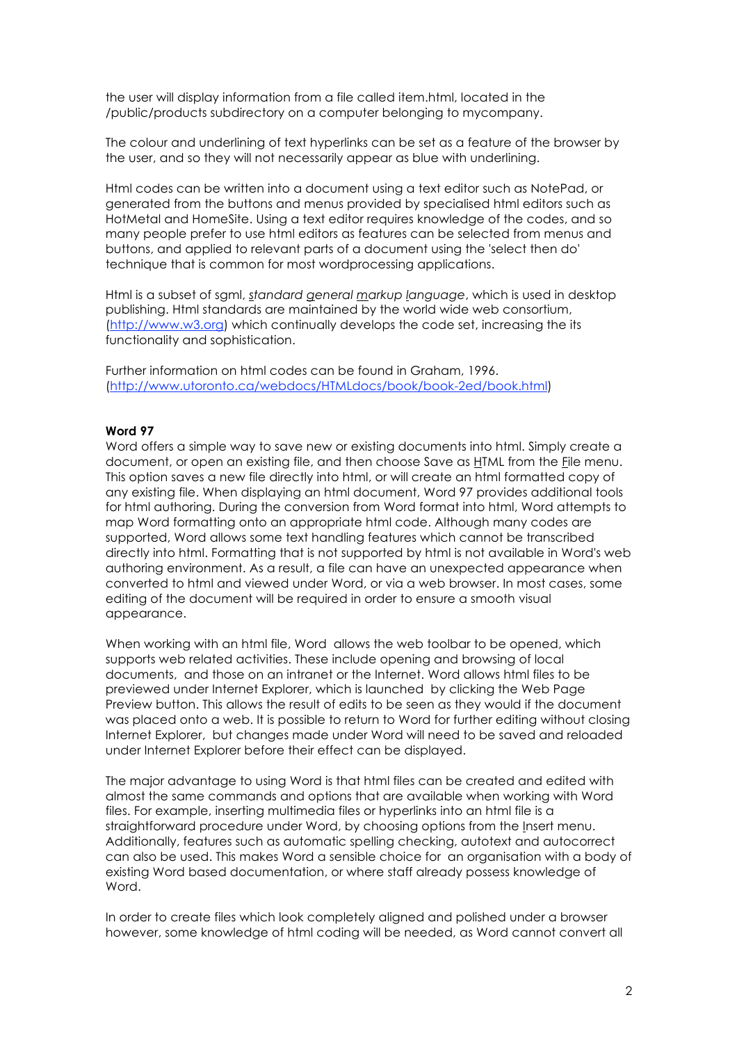the user will display information from a file called item.html, located in the /public/products subdirectory on a computer belonging to mycompany.

The colour and underlining of text hyperlinks can be set as a feature of the browser by the user, and so they will not necessarily appear as blue with underlining.

Html codes can be written into a document using a text editor such as NotePad, or generated from the buttons and menus provided by specialised html editors such as HotMetal and HomeSite. Using a text editor requires knowledge of the codes, and so many people prefer to use html editors as features can be selected from menus and buttons, and applied to relevant parts of a document using the 'select then do' technique that is common for most wordprocessing applications.

Html is a subset of sgml, *standard general markup language*, which is used in desktop publishing. Html standards are maintained by the world wide web consortium, (http://www.w3.org) which continually develops the code set, increasing the its functionality and sophistication.

Further information on html codes can be found in Graham, 1996. (http://www.utoronto.ca/webdocs/HTMLdocs/book/book-2ed/book.html)

**Word 97**

Word offers a simple way to save new or existing documents into html. Simply create a document, or open an existing file, and then choose Save as HTML from the File menu. This option saves a new file directly into html, or will create an html formatted copy of any existing file. When displaying an html document, Word 97 provides additional tools for html authoring. During the conversion from Word format into html, Word attempts to map Word formatting onto an appropriate html code. Although many codes are supported, Word allows some text handling features which cannot be transcribed directly into html. Formatting that is not supported by html is not available in Word's web authoring environment. As a result, a file can have an unexpected appearance when converted to html and viewed under Word, or via a web browser. In most cases, some editing of the document will be required in order to ensure a smooth visual appearance.

When working with an html file, Word allows the web toolbar to be opened, which supports web related activities. These include opening and browsing of local documents, and those on an intranet or the Internet. Word allows html files to be previewed under Internet Explorer, which is launched by clicking the Web Page Preview button. This allows the result of edits to be seen as they would if the document was placed onto a web. It is possible to return to Word for further editing without closing Internet Explorer, but changes made under Word will need to be saved and reloaded under Internet Explorer before their effect can be displayed.

The major advantage to using Word is that html files can be created and edited with almost the same commands and options that are available when working with Word files. For example, inserting multimedia files or hyperlinks into an html file is a straightforward procedure under Word, by choosing options from the Insert menu. Additionally, features such as automatic spelling checking, autotext and autocorrect can also be used. This makes Word a sensible choice for an organisation with a body of existing Word based documentation, or where staff already possess knowledge of Word.

In order to create files which look completely aligned and polished under a browser however, some knowledge of html coding will be needed, as Word cannot convert all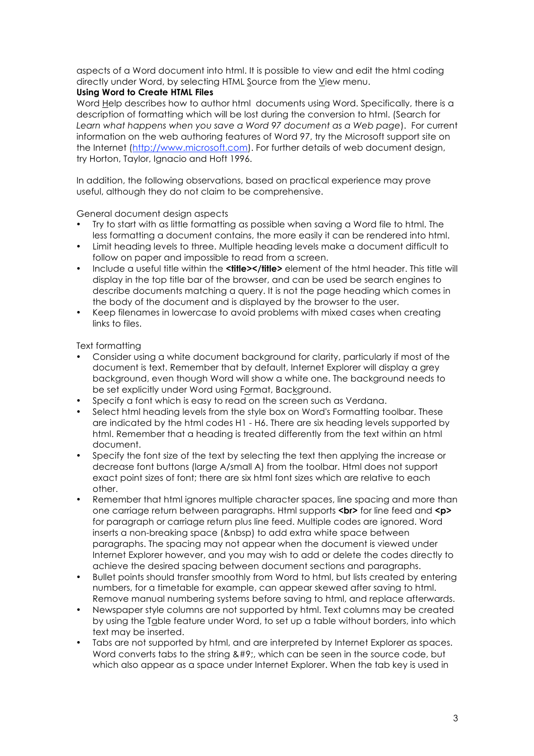aspects of a Word document into html. It is possible to view and edit the html coding directly under Word, by selecting HTML Source from the View menu.

**Using Word to Create HTML Files**

Word Help describes how to author html documents using Word. Specifically, there is a description of formatting which will be lost during the conversion to html. (Search for *Learn what happens when you save a Word 97 document as a Web page*). For current information on the web authoring features of Word 97, try the Microsoft support site on the Internet (http://www.microsoft.com). For further details of web document design, try Horton, Taylor, Ignacio and Hoft 1996.

In addition, the following observations, based on practical experience may prove useful, although they do not claim to be comprehensive.

General document design aspects

- Try to start with as little formatting as possible when saving a Word file to html. The less formatting a document contains, the more easily it can be rendered into html.
- Limit heading levels to three. Multiple heading levels make a document difficult to follow on paper and impossible to read from a screen.
- Include a useful title within the **<title></title>** element of the html header. This title will display in the top title bar of the browser, and can be used be search engines to describe documents matching a query. It is not the page heading which comes in the body of the document and is displayed by the browser to the user.
- Keep filenames in lowercase to avoid problems with mixed cases when creating links to files.

Text formatting

- Consider using a white document background for clarity, particularly if most of the document is text. Remember that by default, Internet Explorer will display a grey background, even though Word will show a white one. The background needs to be set explicitly under Word using Format, Background.
- Specify a font which is easy to read on the screen such as Verdana.
- Select html heading levels from the style box on Word's Formatting toolbar. These are indicated by the html codes H1 - H6. There are six heading levels supported by html. Remember that a heading is treated differently from the text within an html document.
- Specify the font size of the text by selecting the text then applying the increase or decrease font buttons (large A/small A) from the toolbar. Html does not support exact point sizes of font; there are six html font sizes which are relative to each other.
- Remember that html ignores multiple character spaces, line spacing and more than one carriage return between paragraphs. Html supports **<br>** for line feed and **<p>** for paragraph or carriage return plus line feed. Multiple codes are ignored. Word inserts a non-breaking space (&nbsp) to add extra white space between paragraphs. The spacing may not appear when the document is viewed under Internet Explorer however, and you may wish to add or delete the codes directly to achieve the desired spacing between document sections and paragraphs.
- Bullet points should transfer smoothly from Word to html, but lists created by entering numbers, for a timetable for example, can appear skewed after saving to html. Remove manual numbering systems before saving to html, and replace afterwards.
- Newspaper style columns are not supported by html. Text columns may be created by using the Table feature under Word, to set up a table without borders, into which text may be inserted.
- Tabs are not supported by html, and are interpreted by Internet Explorer as spaces. Word converts tabs to the string &#9;, which can be seen in the source code, but which also appear as a space under Internet Explorer. When the tab key is used in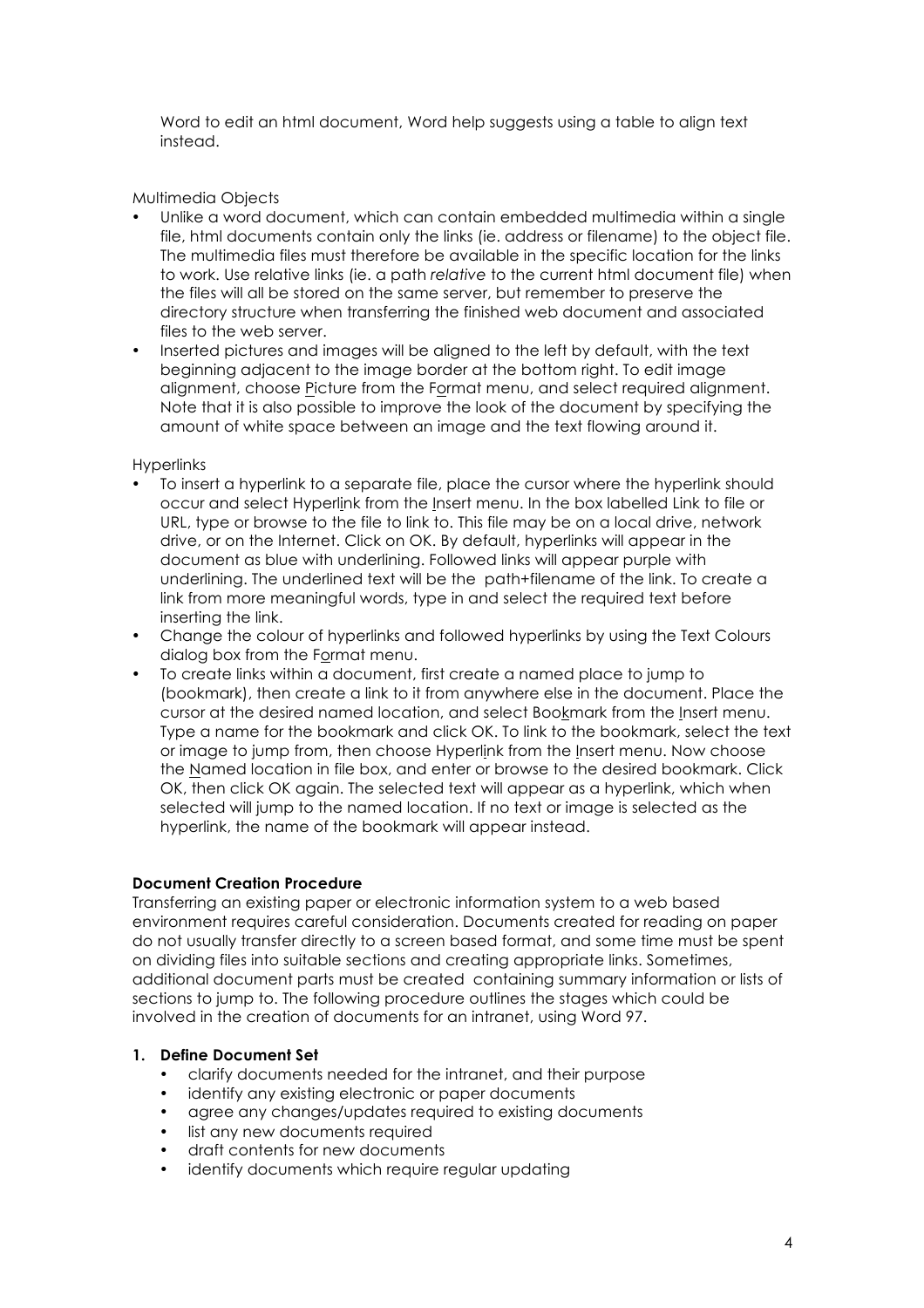Word to edit an html document, Word help suggests using a table to align text instead.

Multimedia Objects

- Unlike a word document, which can contain embedded multimedia within a single file, html documents contain only the links (ie. address or filename) to the object file. The multimedia files must therefore be available in the specific location for the links to work. Use relative links (ie. a path *relative* to the current html document file) when the files will all be stored on the same server, but remember to preserve the directory structure when transferring the finished web document and associated files to the web server.
- Inserted pictures and images will be aligned to the left by default, with the text beginning adjacent to the image border at the bottom right. To edit image alignment, choose Picture from the Format menu, and select required alignment. Note that it is also possible to improve the look of the document by specifying the amount of white space between an image and the text flowing around it.

Hyperlinks

- To insert a hyperlink to a separate file, place the cursor where the hyperlink should occur and select Hyperlink from the Insert menu. In the box labelled Link to file or URL, type or browse to the file to link to. This file may be on a local drive, network drive, or on the Internet. Click on OK. By default, hyperlinks will appear in the document as blue with underlining. Followed links will appear purple with underlining. The underlined text will be the path+filename of the link. To create a link from more meaningful words, type in and select the required text before inserting the link.
- Change the colour of hyperlinks and followed hyperlinks by using the Text Colours dialog box from the Format menu.
- To create links within a document, first create a named place to jump to (bookmark), then create a link to it from anywhere else in the document. Place the cursor at the desired named location, and select Bookmark from the Insert menu. Type a name for the bookmark and click OK. To link to the bookmark, select the text or image to jump from, then choose Hyperlink from the Insert menu. Now choose the Named location in file box, and enter or browse to the desired bookmark. Click OK, then click OK again. The selected text will appear as a hyperlink, which when selected will jump to the named location. If no text or image is selected as the hyperlink, the name of the bookmark will appear instead.

**Document Creation Procedure**

Transferring an existing paper or electronic information system to a web based environment requires careful consideration. Documents created for reading on paper do not usually transfer directly to a screen based format, and some time must be spent on dividing files into suitable sections and creating appropriate links. Sometimes, additional document parts must be created containing summary information or lists of sections to jump to. The following procedure outlines the stages which could be involved in the creation of documents for an intranet, using Word 97.

1. **Define Document Set**
   - clarify documents needed for the intranet, and their purpose
   - identify any existing electronic or paper documents
   - agree any changes/updates required to existing documents
   - list any new documents required
   - draft contents for new documents
   - identify documents which require regular updating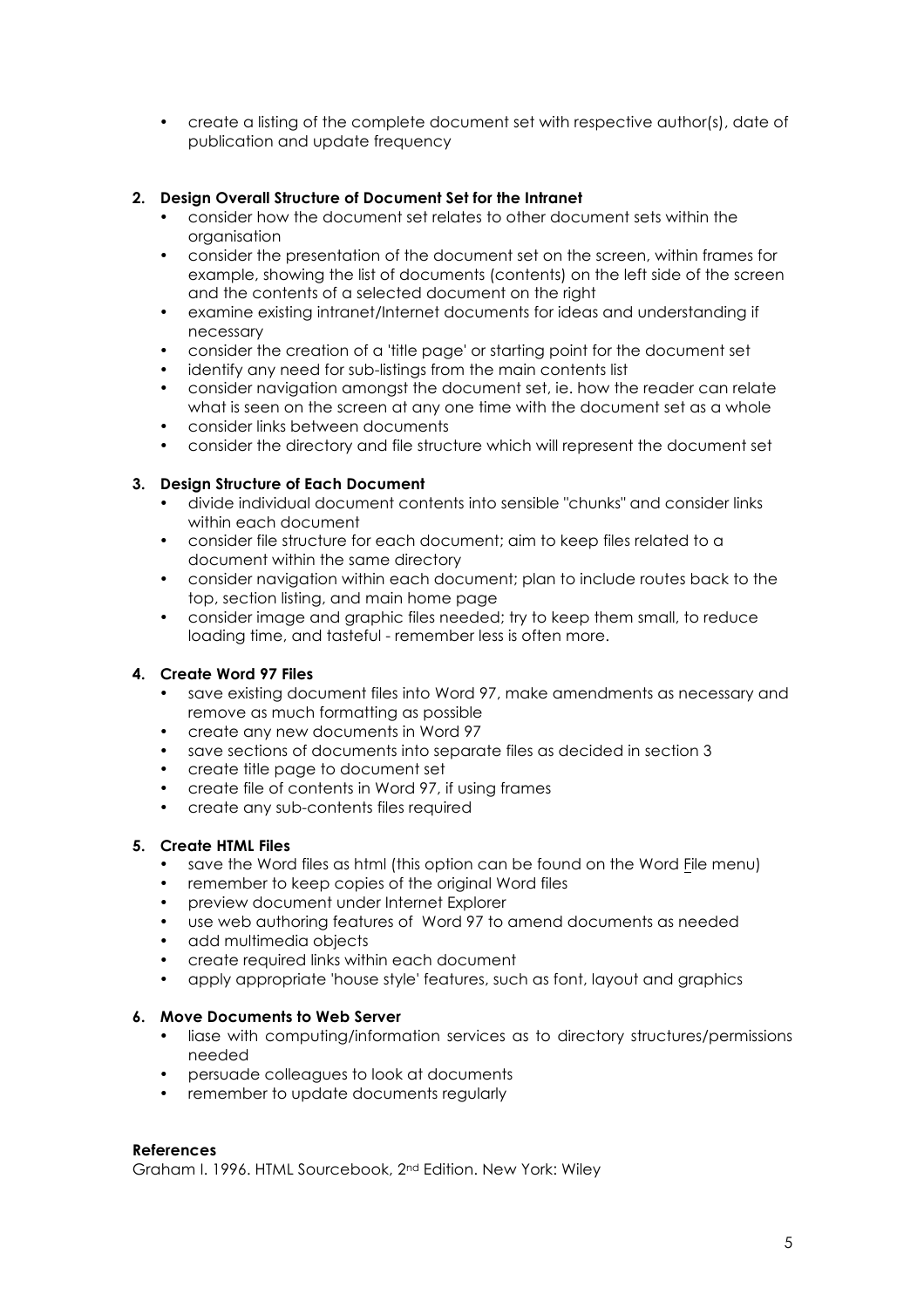- create a listing of the complete document set with respective author(s), date of publication and update frequency

2. **Design Overall Structure of Document Set for the Intranet**
   - consider how the document set relates to other document sets within the organisation
   - consider the presentation of the document set on the screen, within frames for example, showing the list of documents (contents) on the left side of the screen and the contents of a selected document on the right
   - examine existing intranet/Internet documents for ideas and understanding if necessary
   - consider the creation of a 'title page' or starting point for the document set
   - identify any need for sub-listings from the main contents list
   - consider navigation amongst the document set, ie. how the reader can relate what is seen on the screen at any one time with the document set as a whole
   - consider links between documents
   - consider the directory and file structure which will represent the document set

3. **Design Structure of Each Document**
   - divide individual document contents into sensible "chunks" and consider links within each document
   - consider file structure for each document; aim to keep files related to a document within the same directory
   - consider navigation within each document; plan to include routes back to the top, section listing, and main home page
   - consider image and graphic files needed; try to keep them small, to reduce loading time, and tasteful - remember less is often more.

4. **Create Word 97 Files**
   - save existing document files into Word 97, make amendments as necessary and remove as much formatting as possible
   - create any new documents in Word 97
   - save sections of documents into separate files as decided in section 3
   - create title page to document set
   - create file of contents in Word 97, if using frames
   - create any sub-contents files required

5. **Create HTML Files**
   - save the Word files as html (this option can be found on the Word File menu)
   - remember to keep copies of the original Word files
   - preview document under Internet Explorer
   - use web authoring features of Word 97 to amend documents as needed
   - add multimedia objects
   - create required links within each document
   - apply appropriate 'house style' features, such as font, layout and graphics

6. **Move Documents to Web Server**
   - liase with computing/information services as to directory structures/permissions needed
   - persuade colleagues to look at documents
   - remember to update documents regularly

**References**

Graham I. 1996. HTML Sourcebook, 2nd Edition. New York: Wiley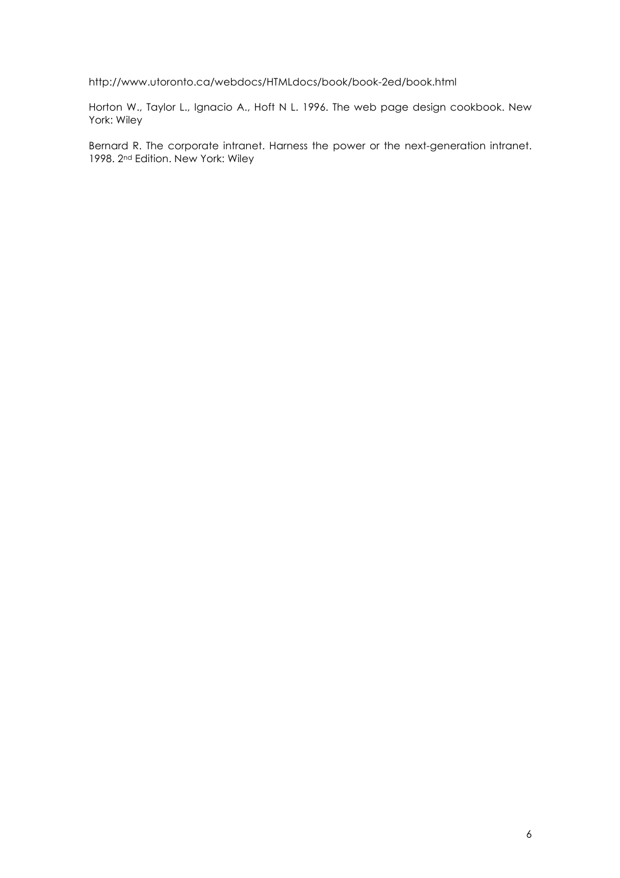http://www.utoronto.ca/webdocs/HTMLdocs/book/book-2ed/book.html

Horton W., Taylor L., Ignacio A., Hoft N L. 1996. The web page design cookbook. New York: Wiley

Bernard R. The corporate intranet. Harness the power or the next-generation intranet. 1998. 2nd Edition. New York: Wiley